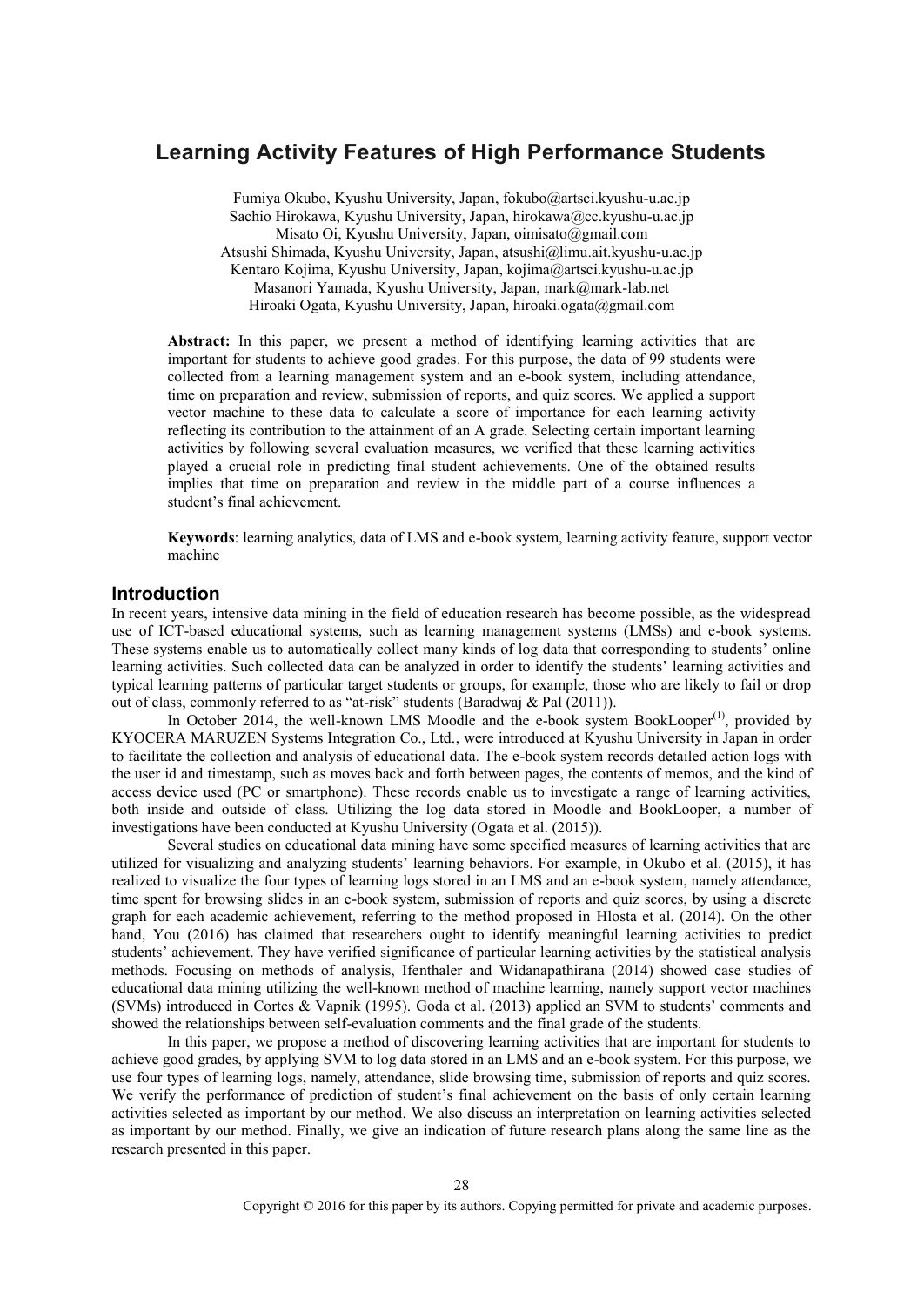# Learning Activity Features of High Performance Students

Fumiya Okubo, Kyushu University, Japan, fokubo@artsci.kyushu-u.ac.jp
Sachio Hirokawa, Kyushu University, Japan, hirokawa@cc.kyushu-u.ac.jp
Misato Oi, Kyushu University, Japan, oimisato@gmail.com
Atsushi Shimada, Kyushu University, Japan, atsushi@limu.ait.kyushu-u.ac.jp
Kentaro Kojima, Kyushu University, Japan, kojima@artsci.kyushu-u.ac.jp
Masanori Yamada, Kyushu University, Japan, mark@mark-lab.net
Hiroaki Ogata, Kyushu University, Japan, hiroaki.ogata@gmail.com

**Abstract:** In this paper, we present a method of identifying learning activities that are important for students to achieve good grades. For this purpose, the data of 99 students were collected from a learning management system and an e-book system, including attendance, time on preparation and review, submission of reports, and quiz scores. We applied a support vector machine to these data to calculate a score of importance for each learning activity reflecting its contribution to the attainment of an A grade. Selecting certain important learning activities by following several evaluation measures, we verified that these learning activities played a crucial role in predicting final student achievements. One of the obtained results implies that time on preparation and review in the middle part of a course influences a student's final achievement.

**Keywords**: learning analytics, data of LMS and e-book system, learning activity feature, support vector machine

## Introduction

In recent years, intensive data mining in the field of education research has become possible, as the widespread use of ICT-based educational systems, such as learning management systems (LMSs) and e-book systems. These systems enable us to automatically collect many kinds of log data that corresponding to students' online learning activities. Such collected data can be analyzed in order to identify the students' learning activities and typical learning patterns of particular target students or groups, for example, those who are likely to fail or drop out of class, commonly referred to as "at-risk" students (Baradwaj & Pal (2011)).

In October 2014, the well-known LMS Moodle and the e-book system BookLooper(1), provided by KYOCERA MARUZEN Systems Integration Co., Ltd., were introduced at Kyushu University in Japan in order to facilitate the collection and analysis of educational data. The e-book system records detailed action logs with the user id and timestamp, such as moves back and forth between pages, the contents of memos, and the kind of access device used (PC or smartphone). These records enable us to investigate a range of learning activities, both inside and outside of class. Utilizing the log data stored in Moodle and BookLooper, a number of investigations have been conducted at Kyushu University (Ogata et al. (2015)).

Several studies on educational data mining have some specified measures of learning activities that are utilized for visualizing and analyzing students' learning behaviors. For example, in Okubo et al. (2015), it has realized to visualize the four types of learning logs stored in an LMS and an e-book system, namely attendance, time spent for browsing slides in an e-book system, submission of reports and quiz scores, by using a discrete graph for each academic achievement, referring to the method proposed in Hlosta et al. (2014). On the other hand, You (2016) has claimed that researchers ought to identify meaningful learning activities to predict students' achievement. They have verified significance of particular learning activities by the statistical analysis methods. Focusing on methods of analysis, Ifenthaler and Widanapathirana (2014) showed case studies of educational data mining utilizing the well-known method of machine learning, namely support vector machines (SVMs) introduced in Cortes & Vapnik (1995). Goda et al. (2013) applied an SVM to students' comments and showed the relationships between self-evaluation comments and the final grade of the students.

In this paper, we propose a method of discovering learning activities that are important for students to achieve good grades, by applying SVM to log data stored in an LMS and an e-book system. For this purpose, we use four types of learning logs, namely, attendance, slide browsing time, submission of reports and quiz scores. We verify the performance of prediction of student's final achievement on the basis of only certain learning activities selected as important by our method. We also discuss an interpretation on learning activities selected as important by our method. Finally, we give an indication of future research plans along the same line as the research presented in this paper.

Copyright © 2016 for this paper by its authors. Copying permitted for private and academic purposes.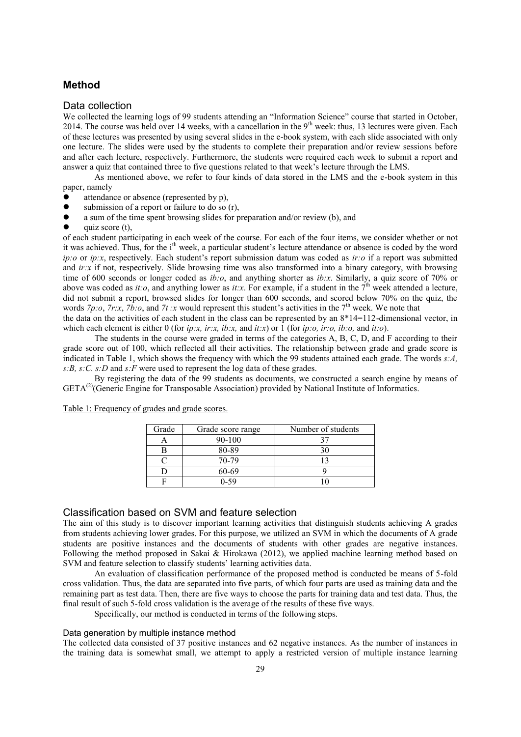## Method

### Data collection

We collected the learning logs of 99 students attending an "Information Science" course that started in October, 2014. The course was held over 14 weeks, with a cancellation in the 9th week: thus, 13 lectures were given. Each of these lectures was presented by using several slides in the e-book system, with each slide associated with only one lecture. The slides were used by the students to complete their preparation and/or review sessions before and after each lecture, respectively. Furthermore, the students were required each week to submit a report and answer a quiz that contained three to five questions related to that week's lecture through the LMS.

As mentioned above, we refer to four kinds of data stored in the LMS and the e-book system in this paper, namely

- attendance or absence (represented by p),
- submission of a report or failure to do so (r),
- a sum of the time spent browsing slides for preparation and/or review (b), and
- quiz score (t),

of each student participating in each week of the course. For each of the four items, we consider whether or not it was achieved. Thus, for the ith week, a particular student's lecture attendance or absence is coded by the word *ip:o* or *ip:x*, respectively. Each student's report submission datum was coded as *ir:o* if a report was submitted and *ir:x* if not, respectively. Slide browsing time was also transformed into a binary category, with browsing time of 600 seconds or longer coded as *ib:o*, and anything shorter as *ib:x*. Similarly, a quiz score of 70% or above was coded as *it:o*, and anything lower as *it:x*. For example, if a student in the 7th week attended a lecture, did not submit a report, browsed slides for longer than 600 seconds, and scored below 70% on the quiz, the words *7p:o*, *7r:x*, *7b:o*, and *7t :x* would represent this student's activities in the 7th week. We note that the data on the activities of each student in the class can be represented by an 8*14=112-dimensional vector, in which each element is either 0 (for *ip:x, ir:x, ib:x,* and *it:x*) or 1 (for *ip:o, ir:o, ib:o,* and *it:o*).

The students in the course were graded in terms of the categories A, B, C, D, and F according to their grade score out of 100, which reflected all their activities. The relationship between grade and grade score is indicated in Table 1, which shows the frequency with which the 99 students attained each grade. The words *s:A, s:B, s:C. s:D* and *s:F* were used to represent the log data of these grades.

By registering the data of the 99 students as documents, we constructed a search engine by means of GETA(2)(Generic Engine for Transposable Association) provided by National Institute of Informatics.

Table 1: Frequency of grades and grade scores.

| Grade | Grade score range | Number of students |
|---|---|---|
| A | 90-100 | 37 |
| B | 80-89 | 30 |
| C | 70-79 | 13 |
| D | 60-69 | 9 |
| F | 0-59 | 10 |

### Classification based on SVM and feature selection

The aim of this study is to discover important learning activities that distinguish students achieving A grades from students achieving lower grades. For this purpose, we utilized an SVM in which the documents of A grade students are positive instances and the documents of students with other grades are negative instances. Following the method proposed in Sakai & Hirokawa (2012), we applied machine learning method based on SVM and feature selection to classify students' learning activities data.

An evaluation of classification performance of the proposed method is conducted be means of 5-fold cross validation. Thus, the data are separated into five parts, of which four parts are used as training data and the remaining part as test data. Then, there are five ways to choose the parts for training data and test data. Thus, the final result of such 5-fold cross validation is the average of the results of these five ways.

Specifically, our method is conducted in terms of the following steps.

#### Data generation by multiple instance method

The collected data consisted of 37 positive instances and 62 negative instances. As the number of instances in the training data is somewhat small, we attempt to apply a restricted version of multiple instance learning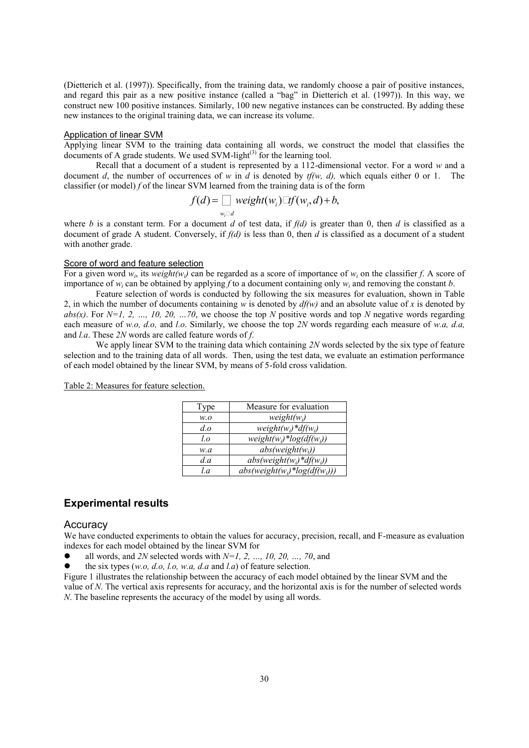(Dietterich et al. (1997)). Specifically, from the training data, we randomly choose a pair of positive instances, and regard this pair as a new positive instance (called a "bag" in Dietterich et al. (1997)). In this way, we construct new 100 positive instances. Similarly, 100 new negative instances can be constructed. By adding these new instances to the original training data, we can increase its volume.

### Application of linear SVM

Applying linear SVM to the training data containing all words, we construct the model that classifies the documents of A grade students. We used SVM-light[3] for the learning tool.

Recall that a document of a student is represented by a 112-dimensional vector. For a word $w$ and a document $d$, the number of occurrences of $w$ in $d$ is denoted by $tf(w, d)$, which equals either 0 or 1. The classifier (or model) $f$ of the linear SVM learned from the training data is of the form

$$f(d) = \sum_{w_i \in d} weight(w_i) \cdot tf(w_i, d) + b,$$

where $b$ is a constant term. For a document $d$ of test data, if $f(d)$ is greater than 0, then $d$ is classified as a document of grade A student. Conversely, if $f(d)$ is less than 0, then $d$ is classified as a document of a student with another grade.

### Score of word and feature selection

For a given word $w_i$, its $weight(w_i)$ can be regarded as a score of importance of $w_i$ on the classifier $f$. A score of importance of $w_i$ can be obtained by applying $f$ to a document containing only $w_i$ and removing the constant $b$.

Feature selection of words is conducted by following the six measures for evaluation, shown in Table 2, in which the number of documents containing $w$ is denoted by $df(w)$ and an absolute value of $x$ is denoted by $abs(x)$. For $N=1, 2, \ldots, 10, 20, \ldots 70$, we choose the top $N$ positive words and top $N$ negative words regarding each measure of *w.o, d.o,* and *l.o*. Similarly, we choose the top $2N$ words regarding each measure of *w.a, d.a,* and *l.a*. These $2N$ words are called feature words of $f$.

We apply linear SVM to the training data which containing $2N$ words selected by the six type of feature selection and to the training data of all words. Then, using the test data, we evaluate an estimation performance of each model obtained by the linear SVM, by means of 5-fold cross validation.

Table 2: Measures for feature selection.

| Type | Measure for evaluation |
|---|---|
| *w.o* | $weight(w_i)$ |
| *d.o* | $weight(w_i)*df(w_i)$ |
| *l.o* | $weight(w_i)*log(df(w_i))$ |
| *w.a* | $abs(weight(w_i))$ |
| *d.a* | $abs(weight(w_i)*df(w_i))$ |
| *l.a* | $abs(weight(w_i)*log(df(w_i)))$ |

## Experimental results

### Accuracy

We have conducted experiments to obtain the values for accuracy, precision, recall, and F-measure as evaluation indexes for each model obtained by the linear SVM for

- all words, and $2N$ selected words with $N=1, 2, \ldots, 10, 20, \ldots, 70$, and
- the six types (*w.o, d.o, l.o, w.a, d.a* and *l.a*) of feature selection.

Figure 1 illustrates the relationship between the accuracy of each model obtained by the linear SVM and the value of $N$. The vertical axis represents for accuracy, and the horizontal axis is for the number of selected words $N$. The baseline represents the accuracy of the model by using all words.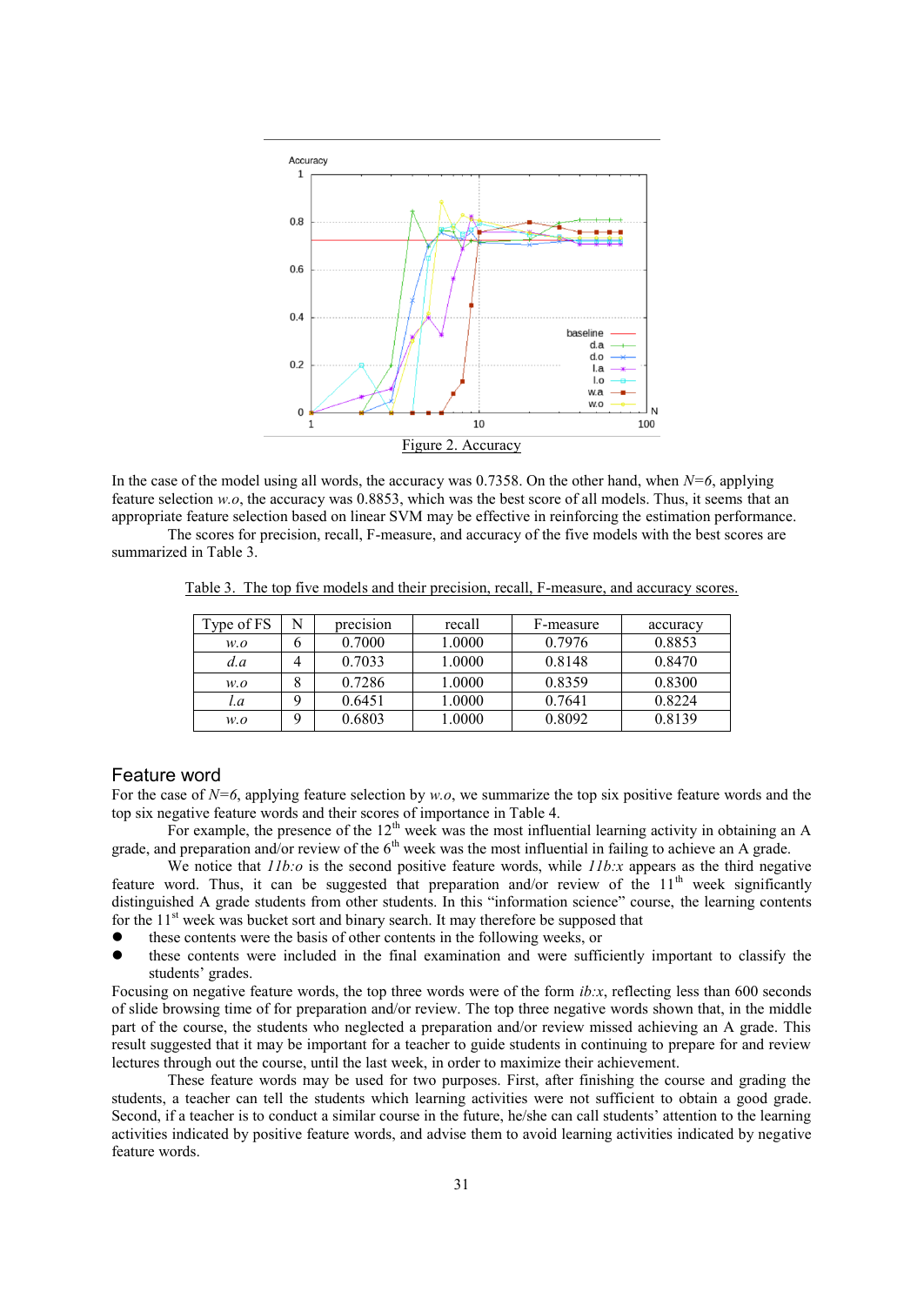Figure 2. Accuracy

In the case of the model using all words, the accuracy was 0.7358. On the other hand, when *N=6*, applying feature selection *w.o*, the accuracy was 0.8853, which was the best score of all models. Thus, it seems that an appropriate feature selection based on linear SVM may be effective in reinforcing the estimation performance.

The scores for precision, recall, F-measure, and accuracy of the five models with the best scores are summarized in Table 3.

Table 3. The top five models and their precision, recall, F-measure, and accuracy scores.

| Type of FS | N | precision | recall | F-measure | accuracy |
|---|---|---|---|---|---|
| *w.o* | 6 | 0.7000 | 1.0000 | 0.7976 | 0.8853 |
| *d.a* | 4 | 0.7033 | 1.0000 | 0.8148 | 0.8470 |
| *w.o* | 8 | 0.7286 | 1.0000 | 0.8359 | 0.8300 |
| *l.a* | 9 | 0.6451 | 1.0000 | 0.7641 | 0.8224 |
| *w.o* | 9 | 0.6803 | 1.0000 | 0.8092 | 0.8139 |

## Feature word

For the case of *N=6*, applying feature selection by *w.o*, we summarize the top six positive feature words and the top six negative feature words and their scores of importance in Table 4.

For example, the presence of the 12th week was the most influential learning activity in obtaining an A grade, and preparation and/or review of the 6th week was the most influential in failing to achieve an A grade.

We notice that *11b:o* is the second positive feature words, while *11b:x* appears as the third negative feature word. Thus, it can be suggested that preparation and/or review of the 11th week significantly distinguished A grade students from other students. In this "information science" course, the learning contents for the 11st week was bucket sort and binary search. It may therefore be supposed that

- these contents were the basis of other contents in the following weeks, or
- these contents were included in the final examination and were sufficiently important to classify the students' grades.

Focusing on negative feature words, the top three words were of the form *ib:x*, reflecting less than 600 seconds of slide browsing time of for preparation and/or review. The top three negative words shown that, in the middle part of the course, the students who neglected a preparation and/or review missed achieving an A grade. This result suggested that it may be important for a teacher to guide students in continuing to prepare for and review lectures through out the course, until the last week, in order to maximize their achievement.

These feature words may be used for two purposes. First, after finishing the course and grading the students, a teacher can tell the students which learning activities were not sufficient to obtain a good grade. Second, if a teacher is to conduct a similar course in the future, he/she can call students' attention to the learning activities indicated by positive feature words, and advise them to avoid learning activities indicated by negative feature words.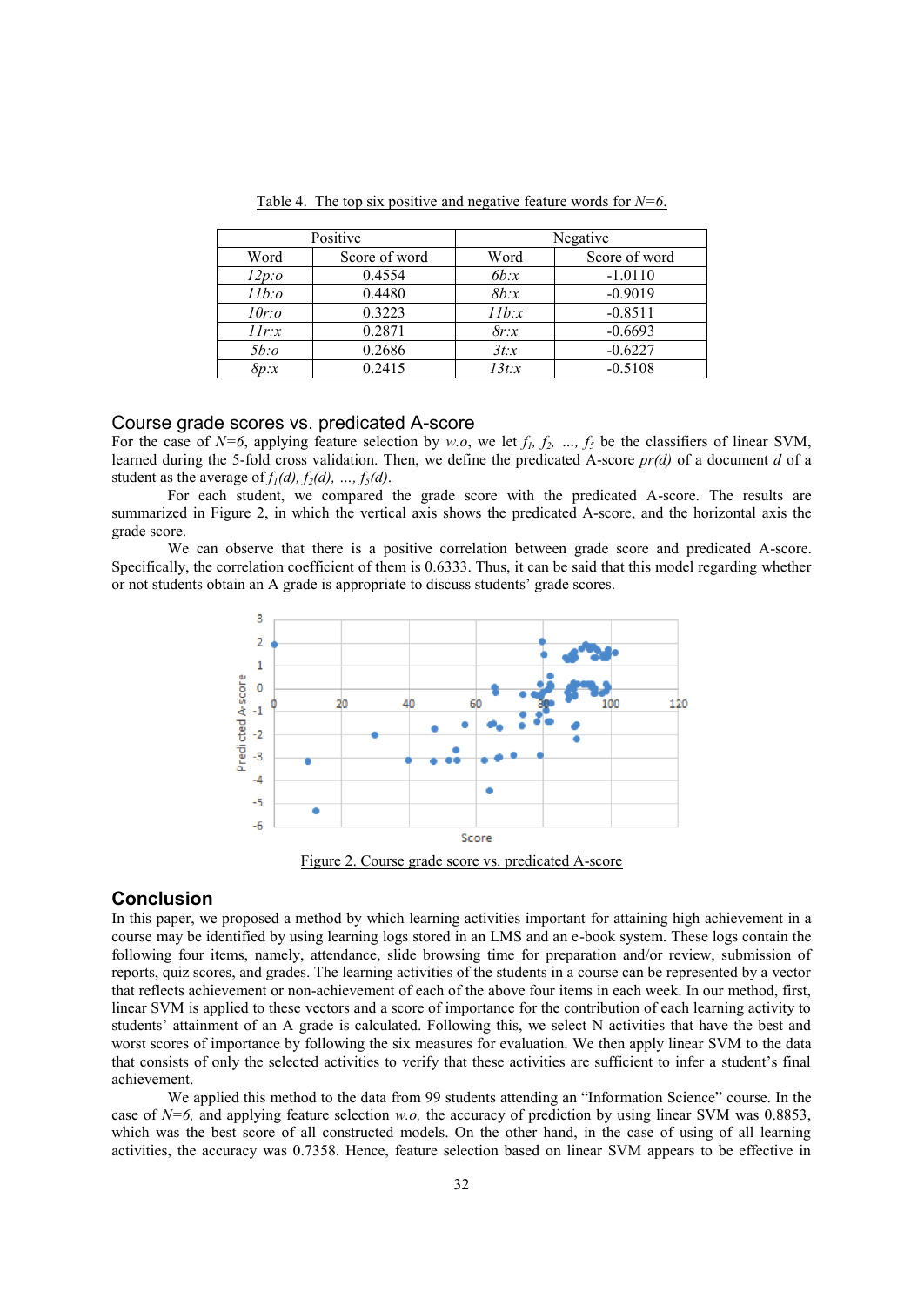Table 4. The top six positive and negative feature words for $N=6$.

| Positive | | Negative | |
|---|---|---|---|
| Word | Score of word | Word | Score of word |
| *12p:o* | 0.4554 | *6b:x* | -1.0110 |
| *11b:o* | 0.4480 | *8b:x* | -0.9019 |
| *10r:o* | 0.3223 | *11b:x* | -0.8511 |
| *11r:x* | 0.2871 | *8r:x* | -0.6693 |
| *5b:o* | 0.2686 | *3t:x* | -0.6227 |
| *8p:x* | 0.2415 | *13t:x* | -0.5108 |

## Course grade scores vs. predicated A-score

For the case of $N=6$, applying feature selection by *w.o*, we let $f_1$, $f_2$, ..., $f_5$ be the classifiers of linear SVM, learned during the 5-fold cross validation. Then, we define the predicated A-score $pr(d)$ of a document $d$ of a student as the average of $f_1(d)$, $f_2(d)$, ..., $f_5(d)$.

For each student, we compared the grade score with the predicated A-score. The results are summarized in Figure 2, in which the vertical axis shows the predicated A-score, and the horizontal axis the grade score.

We can observe that there is a positive correlation between grade score and predicated A-score. Specifically, the correlation coefficient of them is 0.6333. Thus, it can be said that this model regarding whether or not students obtain an A grade is appropriate to discuss students' grade scores.

Figure 2. Course grade score vs. predicated A-score

## Conclusion

In this paper, we proposed a method by which learning activities important for attaining high achievement in a course may be identified by using learning logs stored in an LMS and an e-book system. These logs contain the following four items, namely, attendance, slide browsing time for preparation and/or review, submission of reports, quiz scores, and grades. The learning activities of the students in a course can be represented by a vector that reflects achievement or non-achievement of each of the above four items in each week. In our method, first, linear SVM is applied to these vectors and a score of importance for the contribution of each learning activity to students' attainment of an A grade is calculated. Following this, we select N activities that have the best and worst scores of importance by following the six measures for evaluation. We then apply linear SVM to the data that consists of only the selected activities to verify that these activities are sufficient to infer a student's final achievement.

We applied this method to the data from 99 students attending an "Information Science" course. In the case of $N=6$, and applying feature selection *w.o,* the accuracy of prediction by using linear SVM was 0.8853, which was the best score of all constructed models. On the other hand, in the case of using of all learning activities, the accuracy was 0.7358. Hence, feature selection based on linear SVM appears to be effective in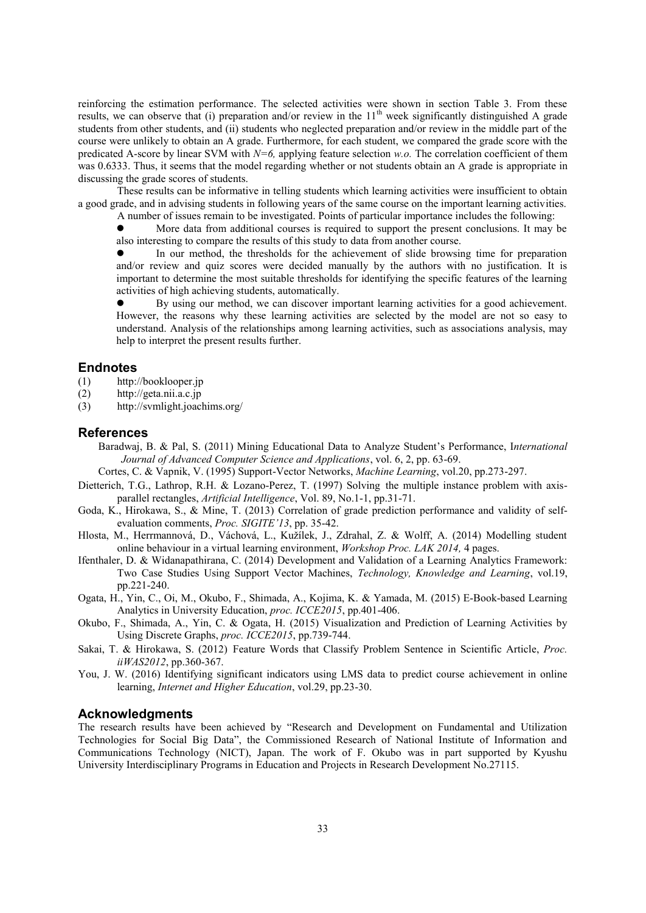reinforcing the estimation performance. The selected activities were shown in section Table 3. From these results, we can observe that (i) preparation and/or review in the 11th week significantly distinguished A grade students from other students, and (ii) students who neglected preparation and/or review in the middle part of the course were unlikely to obtain an A grade. Furthermore, for each student, we compared the grade score with the predicated A-score by linear SVM with $N=6$, applying feature selection *w.o.* The correlation coefficient of them was 0.6333. Thus, it seems that the model regarding whether or not students obtain an A grade is appropriate in discussing the grade scores of students.

These results can be informative in telling students which learning activities were insufficient to obtain a good grade, and in advising students in following years of the same course on the important learning activities.

A number of issues remain to be investigated. Points of particular importance includes the following:

- More data from additional courses is required to support the present conclusions. It may be also interesting to compare the results of this study to data from another course.
- In our method, the thresholds for the achievement of slide browsing time for preparation and/or review and quiz scores were decided manually by the authors with no justification. It is important to determine the most suitable thresholds for identifying the specific features of the learning activities of high achieving students, automatically.
- By using our method, we can discover important learning activities for a good achievement. However, the reasons why these learning activities are selected by the model are not so easy to understand. Analysis of the relationships among learning activities, such as associations analysis, may help to interpret the present results further.

## Endnotes

(1) http://booklooper.jp
(2) http://geta.nii.a.c.jp
(3) http://svmlight.joachims.org/

## References

Baradwaj, B. & Pal, S. (2011) Mining Educational Data to Analyze Student's Performance, *International Journal of Advanced Computer Science and Applications*, vol. 6, 2, pp. 63-69.

Cortes, C. & Vapnik, V. (1995) Support-Vector Networks, *Machine Learning*, vol.20, pp.273-297.

Dietterich, T.G., Lathrop, R.H. & Lozano-Perez, T. (1997) Solving the multiple instance problem with axis-parallel rectangles, *Artificial Intelligence*, Vol. 89, No.1-1, pp.31-71.

Goda, K., Hirokawa, S., & Mine, T. (2013) Correlation of grade prediction performance and validity of self-evaluation comments, *Proc. SIGITE'13*, pp. 35-42.

Hlosta, M., Herrmannová, D., Váchová, L., Kužílek, J., Zdrahal, Z. & Wolff, A. (2014) Modelling student online behaviour in a virtual learning environment, *Workshop Proc. LAK 2014,* 4 pages.

Ifenthaler, D. & Widanapathirana, C. (2014) Development and Validation of a Learning Analytics Framework: Two Case Studies Using Support Vector Machines, *Technology, Knowledge and Learning*, vol.19, pp.221-240.

Ogata, H., Yin, C., Oi, M., Okubo, F., Shimada, A., Kojima, K. & Yamada, M. (2015) E-Book-based Learning Analytics in University Education, *proc. ICCE2015*, pp.401-406.

Okubo, F., Shimada, A., Yin, C. & Ogata, H. (2015) Visualization and Prediction of Learning Activities by Using Discrete Graphs, *proc. ICCE2015*, pp.739-744.

Sakai, T. & Hirokawa, S. (2012) Feature Words that Classify Problem Sentence in Scientific Article, *Proc. iiWAS2012*, pp.360-367.

You, J. W. (2016) Identifying significant indicators using LMS data to predict course achievement in online learning, *Internet and Higher Education*, vol.29, pp.23-30.

## Acknowledgments

The research results have been achieved by "Research and Development on Fundamental and Utilization Technologies for Social Big Data", the Commissioned Research of National Institute of Information and Communications Technology (NICT), Japan. The work of F. Okubo was in part supported by Kyushu University Interdisciplinary Programs in Education and Projects in Research Development No.27115.